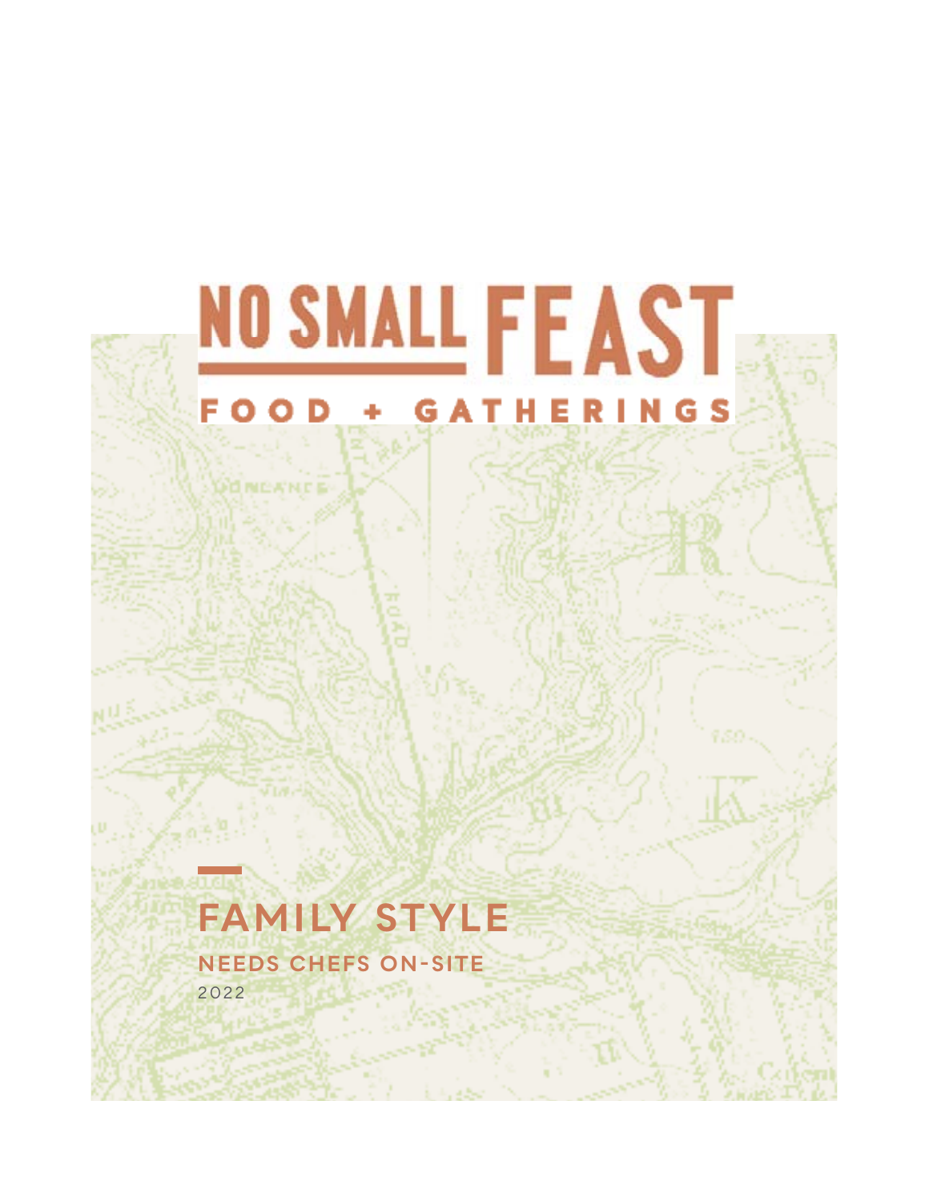# NO SMALL FEAST

FOOD + GATHERINGS

## FAMILY STYLE

### NEEDS CHEFS ON-SITE

2022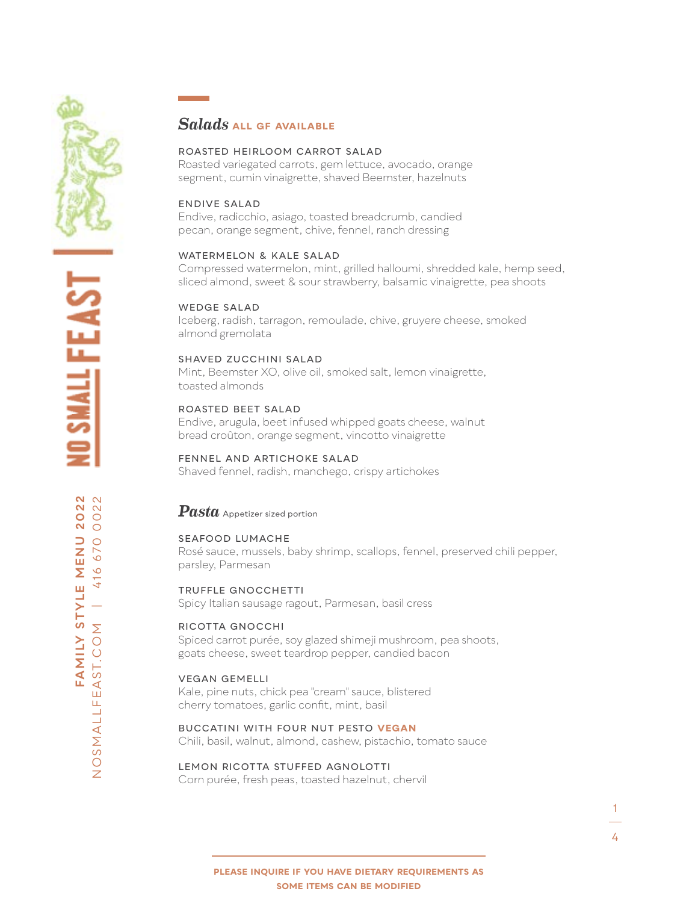## *Salads* ALL GF AVAILABLE

ROASTED HEIRLOOM CARROT SALAD
Roasted variegated carrots, gem lettuce, avocado, orange segment, cumin vinaigrette, shaved Beemster, hazelnuts

ENDIVE SALAD
Endive, radicchio, asiago, toasted breadcrumb, candied pecan, orange segment, chive, fennel, ranch dressing

WATERMELON & KALE SALAD
Compressed watermelon, mint, grilled halloumi, shredded kale, hemp seed, sliced almond, sweet & sour strawberry, balsamic vinaigrette, pea shoots

WEDGE SALAD
Iceberg, radish, tarragon, remoulade, chive, gruyere cheese, smoked almond gremolata

SHAVED ZUCCHINI SALAD
Mint, Beemster XO, olive oil, smoked salt, lemon vinaigrette, toasted almonds

ROASTED BEET SALAD
Endive, arugula, beet infused whipped goats cheese, walnut bread croûton, orange segment, vincotto vinaigrette

FENNEL AND ARTICHOKE SALAD
Shaved fennel, radish, manchego, crispy artichokes

## *Pasta* Appetizer sized portion

SEAFOOD LUMACHE
Rosé sauce, mussels, baby shrimp, scallops, fennel, preserved chili pepper, parsley, Parmesan

TRUFFLE GNOCCHETTI
Spicy Italian sausage ragout, Parmesan, basil cress

RICOTTA GNOCCHI
Spiced carrot purée, soy glazed shimeji mushroom, pea shoots, goats cheese, sweet teardrop pepper, candied bacon

VEGAN GEMELLI
Kale, pine nuts, chick pea "cream" sauce, blistered cherry tomatoes, garlic confit, mint, basil

BUCCATINI WITH FOUR NUT PESTO **VEGAN**
Chili, basil, walnut, almond, cashew, pistachio, tomato sauce

LEMON RICOTTA STUFFED AGNOLOTTI
Corn purée, fresh peas, toasted hazelnut, chervil

**PLEASE INQUIRE IF YOU HAVE DIETARY REQUIREMENTS AS SOME ITEMS CAN BE MODIFIED**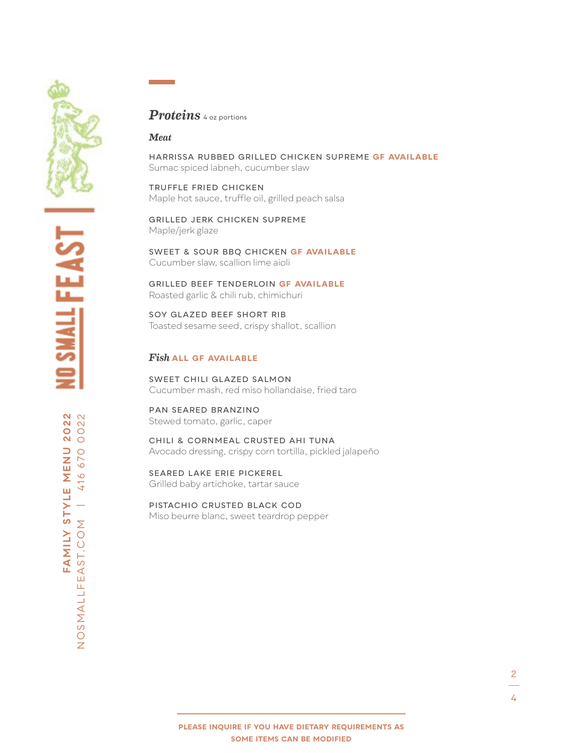## *Proteins* 4 oz portions

### *Meat*

HARRISSA RUBBED GRILLED CHICKEN SUPREME **GF AVAILABLE**
Sumac spiced labneh, cucumber slaw

TRUFFLE FRIED CHICKEN
Maple hot sauce, truffle oil, grilled peach salsa

GRILLED JERK CHICKEN SUPREME
Maple/jerk glaze

SWEET & SOUR BBQ CHICKEN **GF AVAILABLE**
Cucumber slaw, scallion lime aioli

GRILLED BEEF TENDERLOIN **GF AVAILABLE**
Roasted garlic & chili rub, chimichuri

SOY GLAZED BEEF SHORT RIB
Toasted sesame seed, crispy shallot, scallion

### *Fish* **ALL GF AVAILABLE**

SWEET CHILI GLAZED SALMON
Cucumber mash, red miso hollandaise, fried taro

PAN SEARED BRANZINO
Stewed tomato, garlic, caper

CHILI & CORNMEAL CRUSTED AHI TUNA
Avocado dressing, crispy corn tortilla, pickled jalapeño

SEARED LAKE ERIE PICKEREL
Grilled baby artichoke, tartar sauce

PISTACHIO CRUSTED BLACK COD
Miso beurre blanc, sweet teardrop pepper

**PLEASE INQUIRE IF YOU HAVE DIETARY REQUIREMENTS AS SOME ITEMS CAN BE MODIFIED**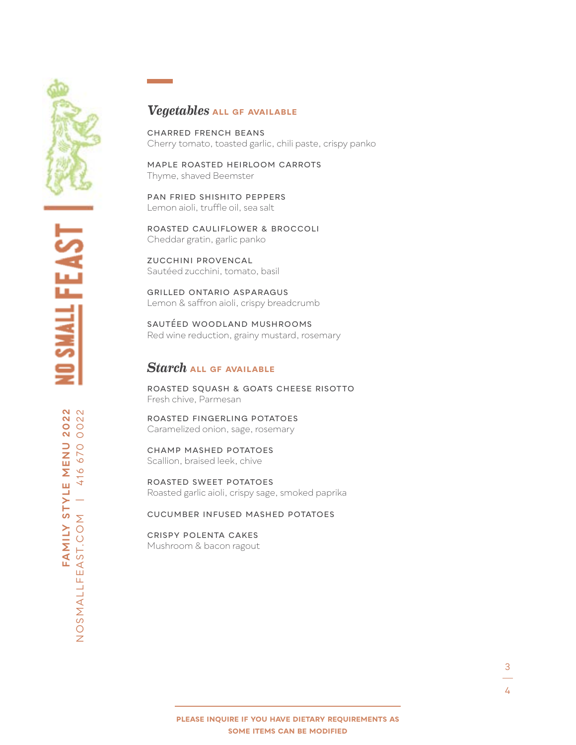## *Vegetables* ALL GF AVAILABLE

CHARRED FRENCH BEANS
Cherry tomato, toasted garlic, chili paste, crispy panko

MAPLE ROASTED HEIRLOOM CARROTS
Thyme, shaved Beemster

PAN FRIED SHISHITO PEPPERS
Lemon aioli, truffle oil, sea salt

ROASTED CAULIFLOWER & BROCCOLI
Cheddar gratin, garlic panko

ZUCCHINI PROVENCAL
Sautéed zucchini, tomato, basil

GRILLED ONTARIO ASPARAGUS
Lemon & saffron aioli, crispy breadcrumb

SAUTÉED WOODLAND MUSHROOMS
Red wine reduction, grainy mustard, rosemary

## *Starch* ALL GF AVAILABLE

ROASTED SQUASH & GOATS CHEESE RISOTTO
Fresh chive, Parmesan

ROASTED FINGERLING POTATOES
Caramelized onion, sage, rosemary

CHAMP MASHED POTATOES
Scallion, braised leek, chive

ROASTED SWEET POTATOES
Roasted garlic aioli, crispy sage, smoked paprika

CUCUMBER INFUSED MASHED POTATOES

CRISPY POLENTA CAKES
Mushroom & bacon ragout

**PLEASE INQUIRE IF YOU HAVE DIETARY REQUIREMENTS AS SOME ITEMS CAN BE MODIFIED**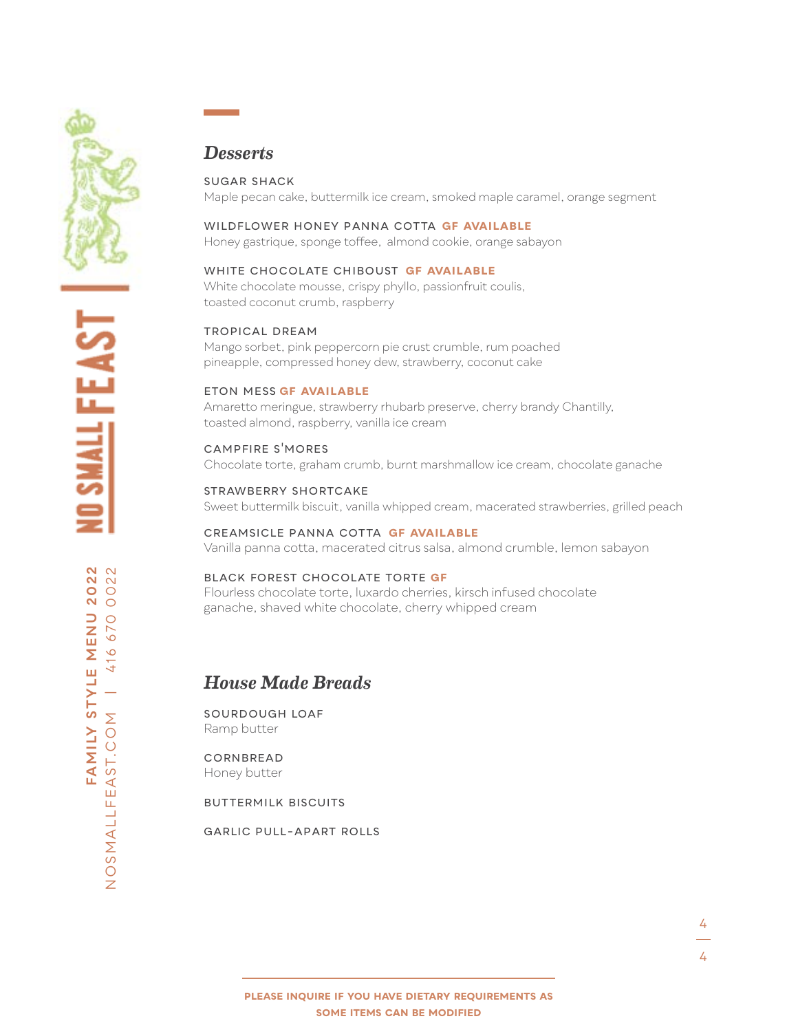## Desserts

SUGAR SHACK
Maple pecan cake, buttermilk ice cream, smoked maple caramel, orange segment

WILDFLOWER HONEY PANNA COTTA **GF AVAILABLE**
Honey gastrique, sponge toffee, almond cookie, orange sabayon

WHITE CHOCOLATE CHIBOUST **GF AVAILABLE**
White chocolate mousse, crispy phyllo, passionfruit coulis, toasted coconut crumb, raspberry

TROPICAL DREAM
Mango sorbet, pink peppercorn pie crust crumble, rum poached pineapple, compressed honey dew, strawberry, coconut cake

ETON MESS **GF AVAILABLE**
Amaretto meringue, strawberry rhubarb preserve, cherry brandy Chantilly, toasted almond, raspberry, vanilla ice cream

CAMPFIRE S'MORES
Chocolate torte, graham crumb, burnt marshmallow ice cream, chocolate ganache

STRAWBERRY SHORTCAKE
Sweet buttermilk biscuit, vanilla whipped cream, macerated strawberries, grilled peach

CREAMSICLE PANNA COTTA **GF AVAILABLE**
Vanilla panna cotta, macerated citrus salsa, almond crumble, lemon sabayon

BLACK FOREST CHOCOLATE TORTE **GF**
Flourless chocolate torte, luxardo cherries, kirsch infused chocolate ganache, shaved white chocolate, cherry whipped cream

## House Made Breads

SOURDOUGH LOAF
Ramp butter

CORNBREAD
Honey butter

BUTTERMILK BISCUITS

GARLIC PULL-APART ROLLS

**PLEASE INQUIRE IF YOU HAVE DIETARY REQUIREMENTS AS SOME ITEMS CAN BE MODIFIED**